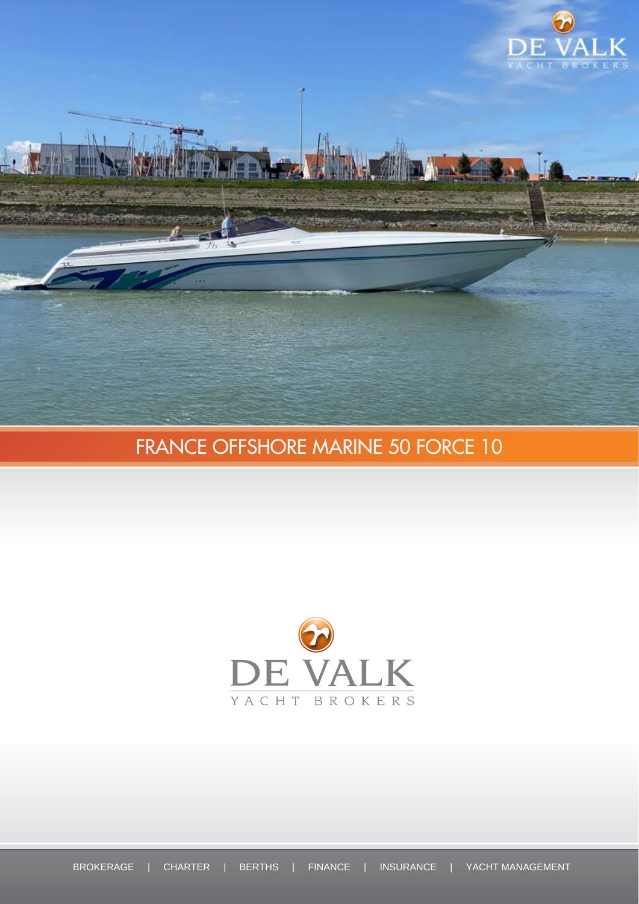DE VALK
YACHT BROKERS

# FRANCE OFFSHORE MARINE 50 FORCE 10

DE VALK
YACHT BROKERS

BROKERAGE | CHARTER | BERTHS | FINANCE | INSURANCE | YACHT MANAGEMENT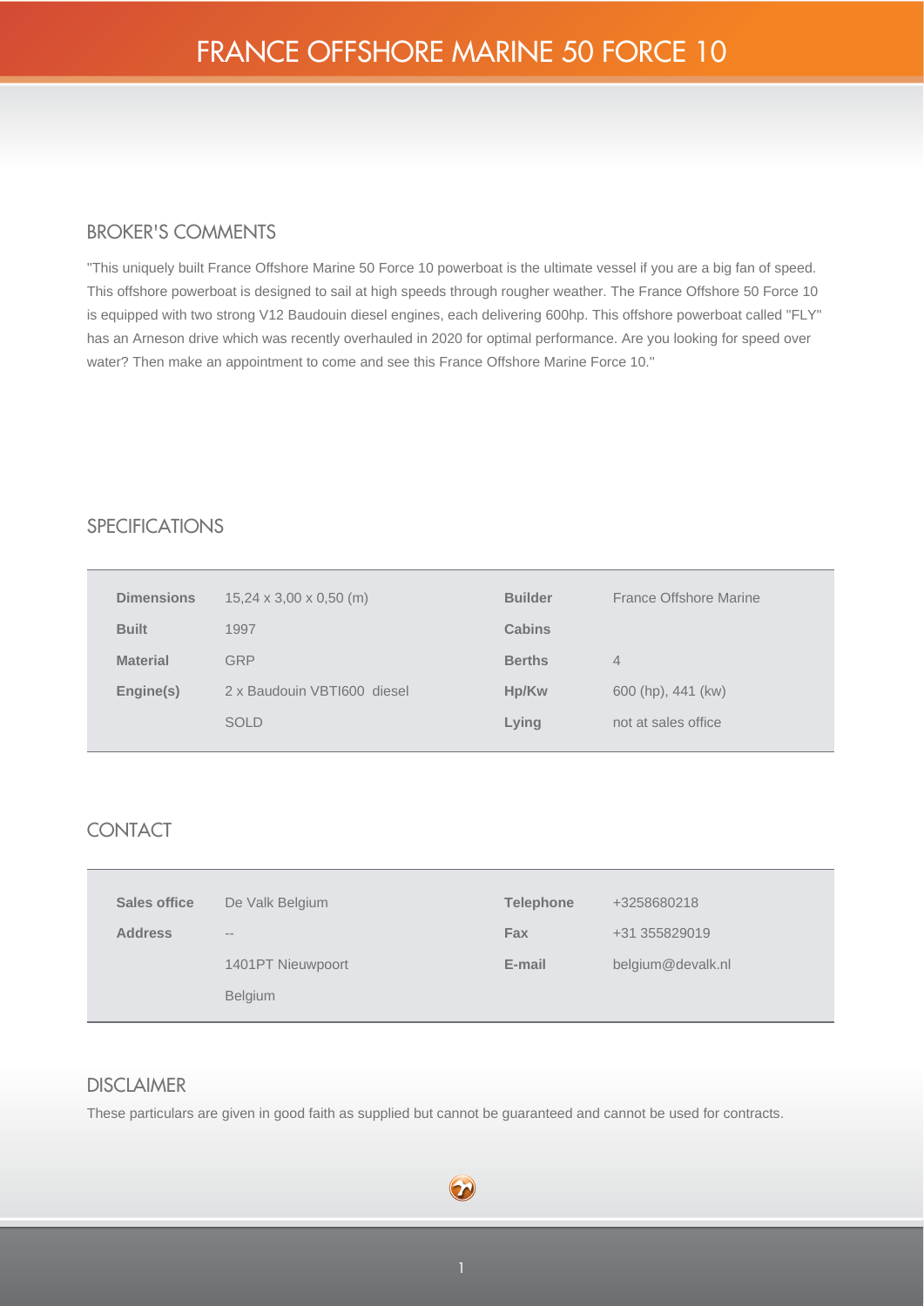# FRANCE OFFSHORE MARINE 50 FORCE 10

## BROKER'S COMMENTS

"This uniquely built France Offshore Marine 50 Force 10 powerboat is the ultimate vessel if you are a big fan of speed. This offshore powerboat is designed to sail at high speeds through rougher weather. The France Offshore 50 Force 10 is equipped with two strong V12 Baudouin diesel engines, each delivering 600hp. This offshore powerboat called "FLY" has an Arneson drive which was recently overhauled in 2020 for optimal performance. Are you looking for speed over water? Then make an appointment to come and see this France Offshore Marine Force 10."

## SPECIFICATIONS

| | | | |
|---|---|---|---|
| **Dimensions** | 15,24 x 3,00 x 0,50 (m) | **Builder** | France Offshore Marine |
| **Built** | 1997 | **Cabins** | |
| **Material** | GRP | **Berths** | 4 |
| **Engine(s)** | 2 x Baudouin VBTI600 diesel | **Hp/Kw** | 600 (hp), 441 (kw) |
| | SOLD | **Lying** | not at sales office |

## CONTACT

| | | | |
|---|---|---|---|
| **Sales office** | De Valk Belgium | **Telephone** | +3258680218 |
| **Address** | -- | **Fax** | +31 355829019 |
| | 1401PT Nieuwpoort | **E-mail** | belgium@devalk.nl |
| | Belgium | | |

## DISCLAIMER

These particulars are given in good faith as supplied but cannot be guaranteed and cannot be used for contracts.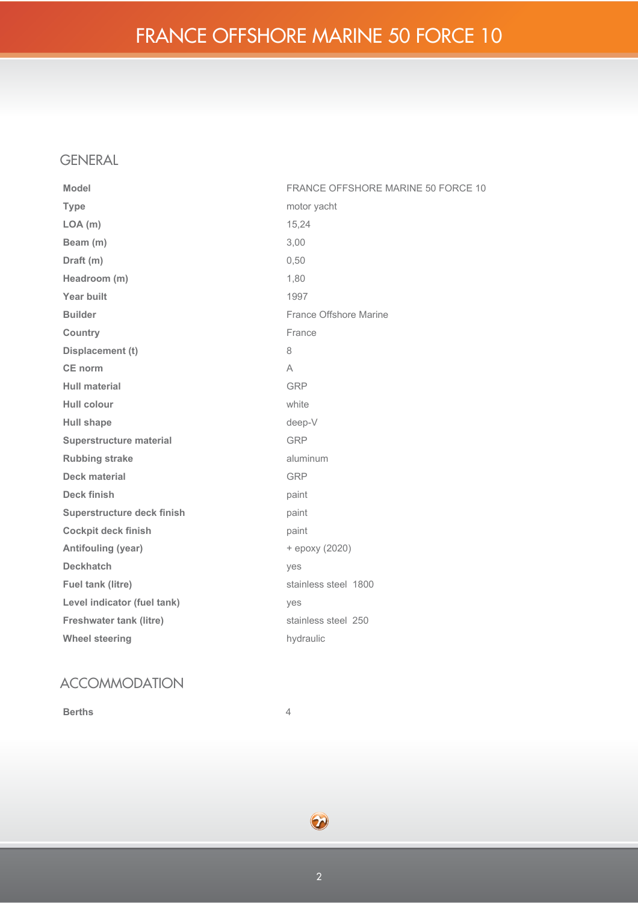# FRANCE OFFSHORE MARINE 50 FORCE 10

## GENERAL

| | |
|---|---|
| **Model** | FRANCE OFFSHORE MARINE 50 FORCE 10 |
| **Type** | motor yacht |
| **LOA (m)** | 15,24 |
| **Beam (m)** | 3,00 |
| **Draft (m)** | 0,50 |
| **Headroom (m)** | 1,80 |
| **Year built** | 1997 |
| **Builder** | France Offshore Marine |
| **Country** | France |
| **Displacement (t)** | 8 |
| **CE norm** | A |
| **Hull material** | GRP |
| **Hull colour** | white |
| **Hull shape** | deep-V |
| **Superstructure material** | GRP |
| **Rubbing strake** | aluminum |
| **Deck material** | GRP |
| **Deck finish** | paint |
| **Superstructure deck finish** | paint |
| **Cockpit deck finish** | paint |
| **Antifouling (year)** | + epoxy (2020) |
| **Deckhatch** | yes |
| **Fuel tank (litre)** | stainless steel 1800 |
| **Level indicator (fuel tank)** | yes |
| **Freshwater tank (litre)** | stainless steel 250 |
| **Wheel steering** | hydraulic |

## ACCOMMODATION

| | |
|---|---|
| **Berths** | 4 |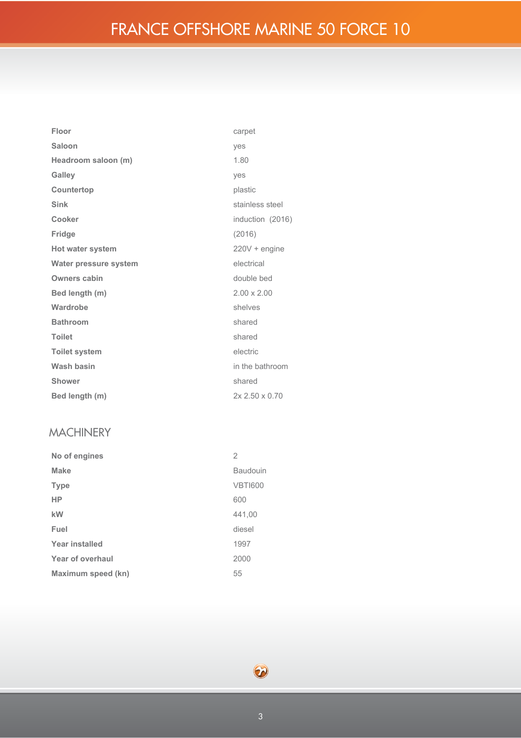# FRANCE OFFSHORE MARINE 50 FORCE 10

| | |
|---|---|
| **Floor** | carpet |
| **Saloon** | yes |
| **Headroom saloon (m)** | 1.80 |
| **Galley** | yes |
| **Countertop** | plastic |
| **Sink** | stainless steel |
| **Cooker** | induction (2016) |
| **Fridge** | (2016) |
| **Hot water system** | 220V + engine |
| **Water pressure system** | electrical |
| **Owners cabin** | double bed |
| **Bed length (m)** | 2.00 x 2.00 |
| **Wardrobe** | shelves |
| **Bathroom** | shared |
| **Toilet** | shared |
| **Toilet system** | electric |
| **Wash basin** | in the bathroom |
| **Shower** | shared |
| **Bed length (m)** | 2x 2.50 x 0.70 |

## MACHINERY

| | |
|---|---|
| **No of engines** | 2 |
| **Make** | Baudouin |
| **Type** | VBTI600 |
| **HP** | 600 |
| **kW** | 441,00 |
| **Fuel** | diesel |
| **Year installed** | 1997 |
| **Year of overhaul** | 2000 |
| **Maximum speed (kn)** | 55 |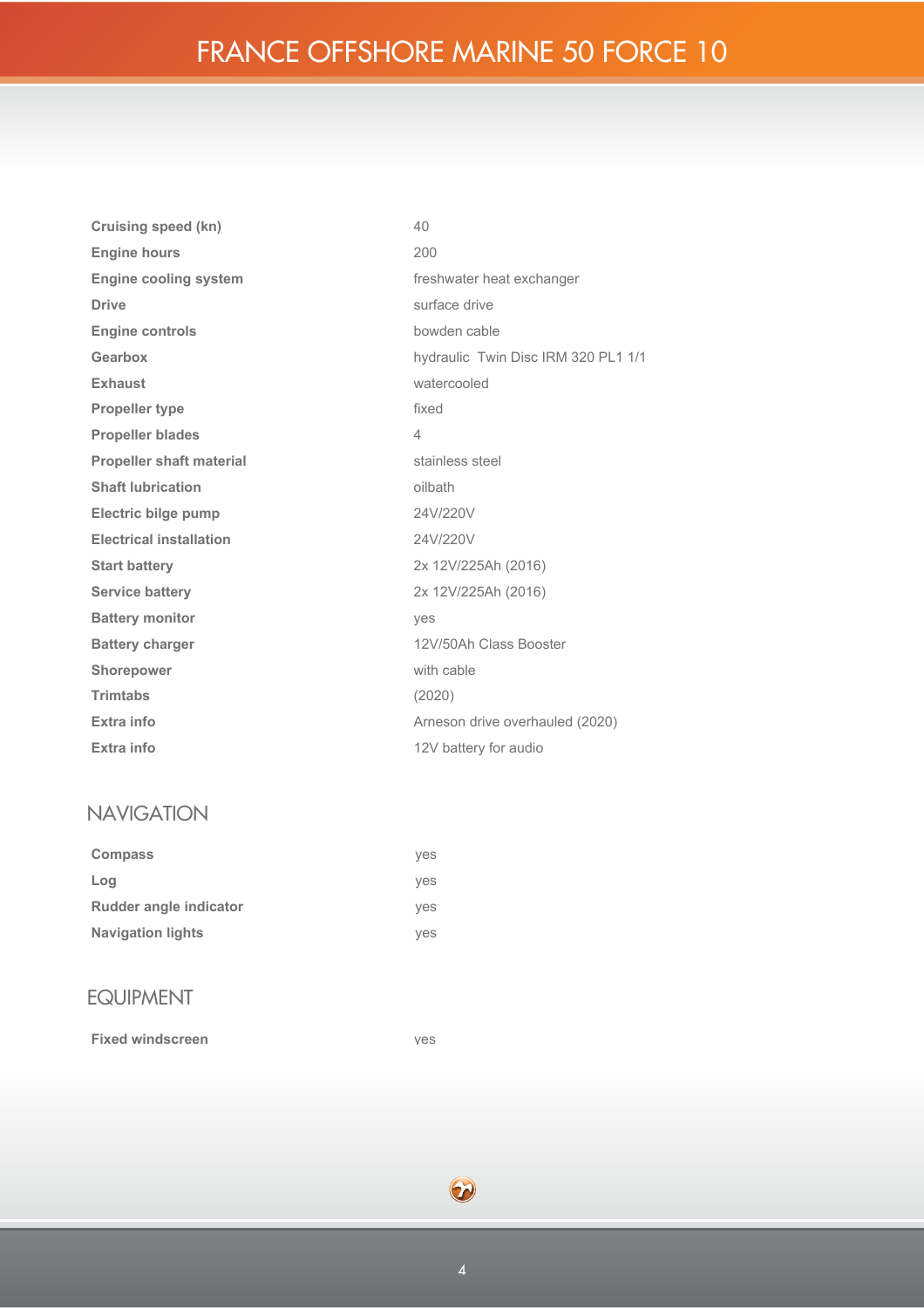| | |
|---|---|
| **Cruising speed (kn)** | 40 |
| **Engine hours** | 200 |
| **Engine cooling system** | freshwater heat exchanger |
| **Drive** | surface drive |
| **Engine controls** | bowden cable |
| **Gearbox** | hydraulic  Twin Disc IRM 320 PL1 1/1 |
| **Exhaust** | watercooled |
| **Propeller type** | fixed |
| **Propeller blades** | 4 |
| **Propeller shaft material** | stainless steel |
| **Shaft lubrication** | oilbath |
| **Electric bilge pump** | 24V/220V |
| **Electrical installation** | 24V/220V |
| **Start battery** | 2x 12V/225Ah (2016) |
| **Service battery** | 2x 12V/225Ah (2016) |
| **Battery monitor** | yes |
| **Battery charger** | 12V/50Ah Class Booster |
| **Shorepower** | with cable |
| **Trimtabs** | (2020) |
| **Extra info** | Arneson drive overhauled (2020) |
| **Extra info** | 12V battery for audio |

## NAVIGATION

| | |
|---|---|
| **Compass** | yes |
| **Log** | yes |
| **Rudder angle indicator** | yes |
| **Navigation lights** | yes |

## EQUIPMENT

| | |
|---|---|
| **Fixed windscreen** | yes |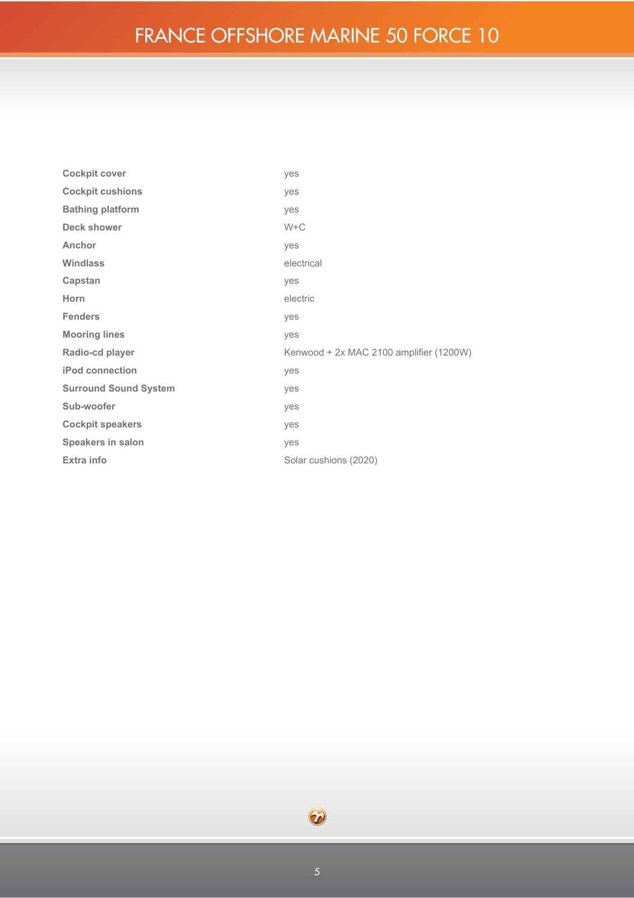| | |
|---|---|
| **Cockpit cover** | yes |
| **Cockpit cushions** | yes |
| **Bathing platform** | yes |
| **Deck shower** | W+C |
| **Anchor** | yes |
| **Windlass** | electrical |
| **Capstan** | yes |
| **Horn** | electric |
| **Fenders** | yes |
| **Mooring lines** | yes |
| **Radio-cd player** | Kenwood + 2x MAC 2100 amplifier (1200W) |
| **iPod connection** | yes |
| **Surround Sound System** | yes |
| **Sub-woofer** | yes |
| **Cockpit speakers** | yes |
| **Speakers in salon** | yes |
| **Extra info** | Solar cushions (2020) |